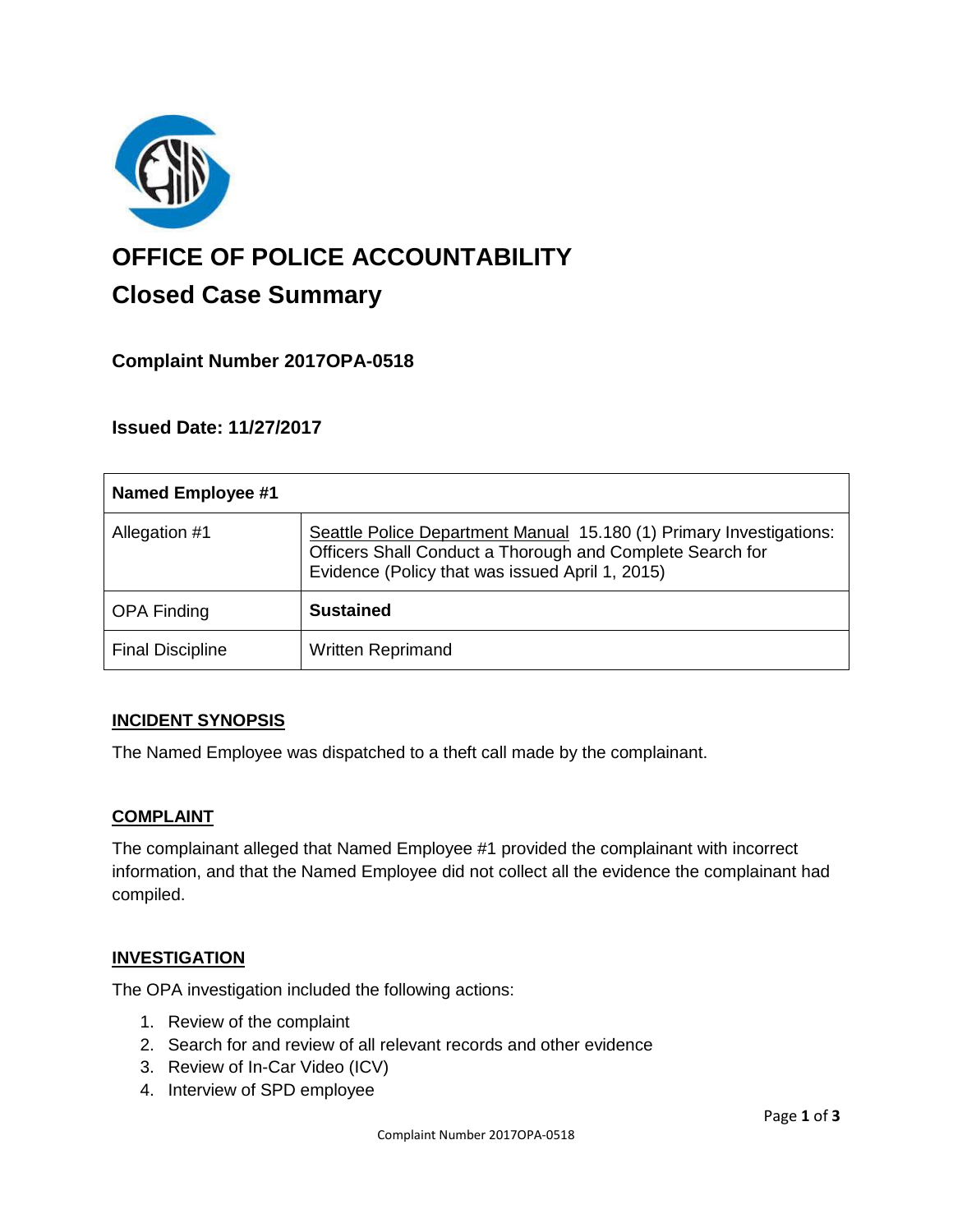# OFFICE OF POLICE ACCOUNTABILITY

## Closed Case Summary

### Complaint Number 2017OPA-0518

### Issued Date: 11/27/2017

| Named Employee #1 | |
|---|---|
| Allegation #1 | Seattle Police Department Manual 15.180 (1) Primary Investigations: Officers Shall Conduct a Thorough and Complete Search for Evidence (Policy that was issued April 1, 2015) |
| OPA Finding | **Sustained** |
| Final Discipline | Written Reprimand |

**INCIDENT SYNOPSIS**

The Named Employee was dispatched to a theft call made by the complainant.

**COMPLAINT**

The complainant alleged that Named Employee #1 provided the complainant with incorrect information, and that the Named Employee did not collect all the evidence the complainant had compiled.

**INVESTIGATION**

The OPA investigation included the following actions:

1. Review of the complaint
2. Search for and review of all relevant records and other evidence
3. Review of In-Car Video (ICV)
4. Interview of SPD employee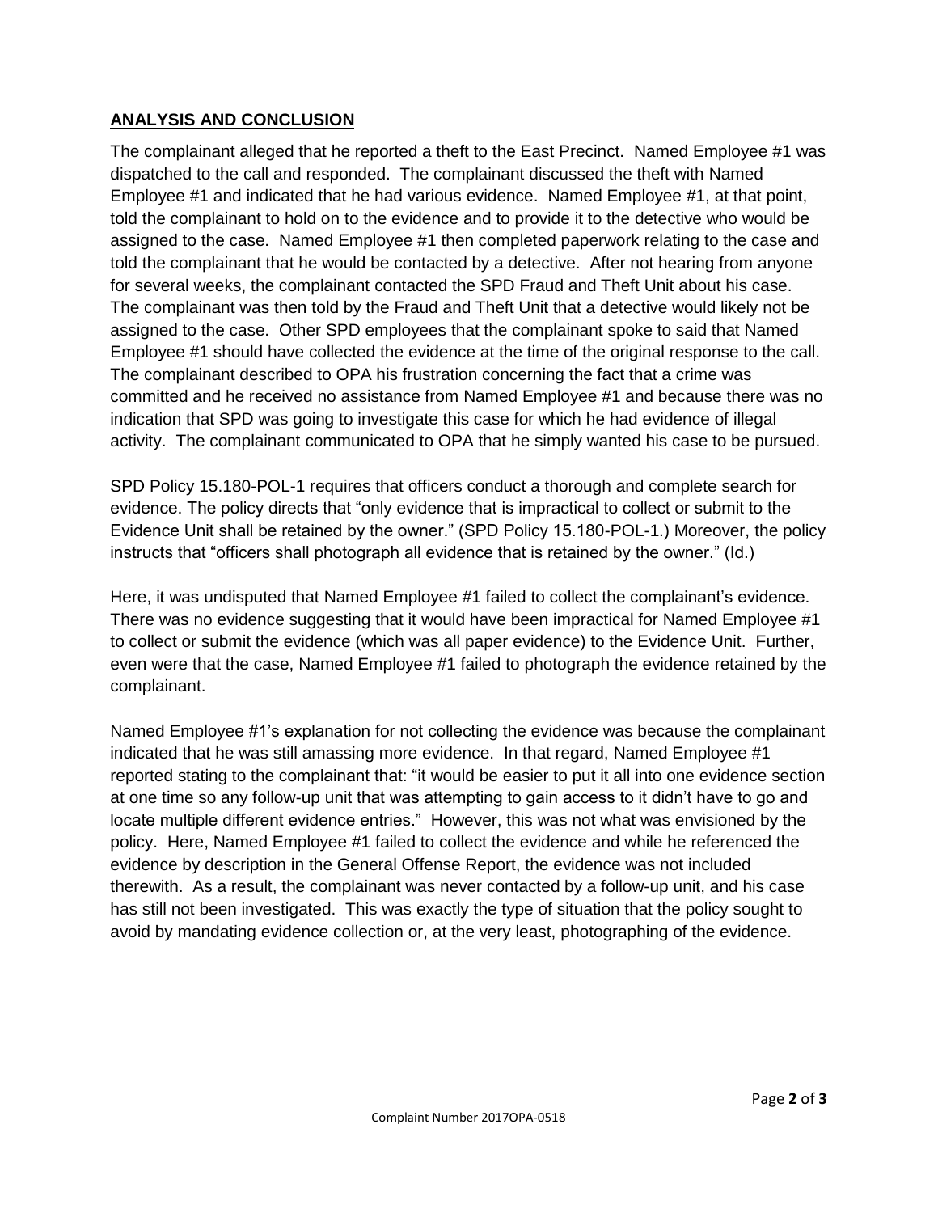## ANALYSIS AND CONCLUSION

The complainant alleged that he reported a theft to the East Precinct. Named Employee #1 was dispatched to the call and responded. The complainant discussed the theft with Named Employee #1 and indicated that he had various evidence. Named Employee #1, at that point, told the complainant to hold on to the evidence and to provide it to the detective who would be assigned to the case. Named Employee #1 then completed paperwork relating to the case and told the complainant that he would be contacted by a detective. After not hearing from anyone for several weeks, the complainant contacted the SPD Fraud and Theft Unit about his case. The complainant was then told by the Fraud and Theft Unit that a detective would likely not be assigned to the case. Other SPD employees that the complainant spoke to said that Named Employee #1 should have collected the evidence at the time of the original response to the call. The complainant described to OPA his frustration concerning the fact that a crime was committed and he received no assistance from Named Employee #1 and because there was no indication that SPD was going to investigate this case for which he had evidence of illegal activity. The complainant communicated to OPA that he simply wanted his case to be pursued.

SPD Policy 15.180-POL-1 requires that officers conduct a thorough and complete search for evidence. The policy directs that "only evidence that is impractical to collect or submit to the Evidence Unit shall be retained by the owner." (SPD Policy 15.180-POL-1.) Moreover, the policy instructs that "officers shall photograph all evidence that is retained by the owner." (Id.)

Here, it was undisputed that Named Employee #1 failed to collect the complainant's evidence. There was no evidence suggesting that it would have been impractical for Named Employee #1 to collect or submit the evidence (which was all paper evidence) to the Evidence Unit. Further, even were that the case, Named Employee #1 failed to photograph the evidence retained by the complainant.

Named Employee #1's explanation for not collecting the evidence was because the complainant indicated that he was still amassing more evidence. In that regard, Named Employee #1 reported stating to the complainant that: "it would be easier to put it all into one evidence section at one time so any follow-up unit that was attempting to gain access to it didn't have to go and locate multiple different evidence entries." However, this was not what was envisioned by the policy. Here, Named Employee #1 failed to collect the evidence and while he referenced the evidence by description in the General Offense Report, the evidence was not included therewith. As a result, the complainant was never contacted by a follow-up unit, and his case has still not been investigated. This was exactly the type of situation that the policy sought to avoid by mandating evidence collection or, at the very least, photographing of the evidence.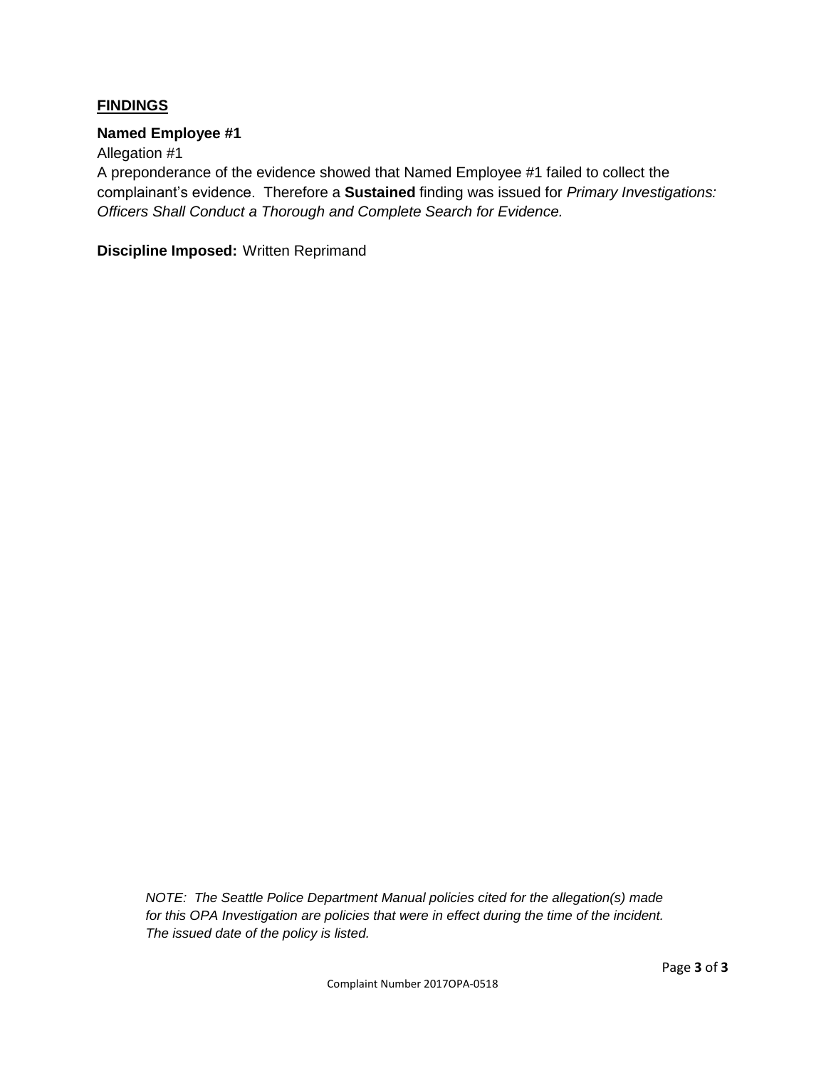## FINDINGS

**Named Employee #1**

Allegation #1

A preponderance of the evidence showed that Named Employee #1 failed to collect the complainant's evidence. Therefore a **Sustained** finding was issued for *Primary Investigations: Officers Shall Conduct a Thorough and Complete Search for Evidence.*

**Discipline Imposed:** Written Reprimand

*NOTE: The Seattle Police Department Manual policies cited for the allegation(s) made for this OPA Investigation are policies that were in effect during the time of the incident. The issued date of the policy is listed.*